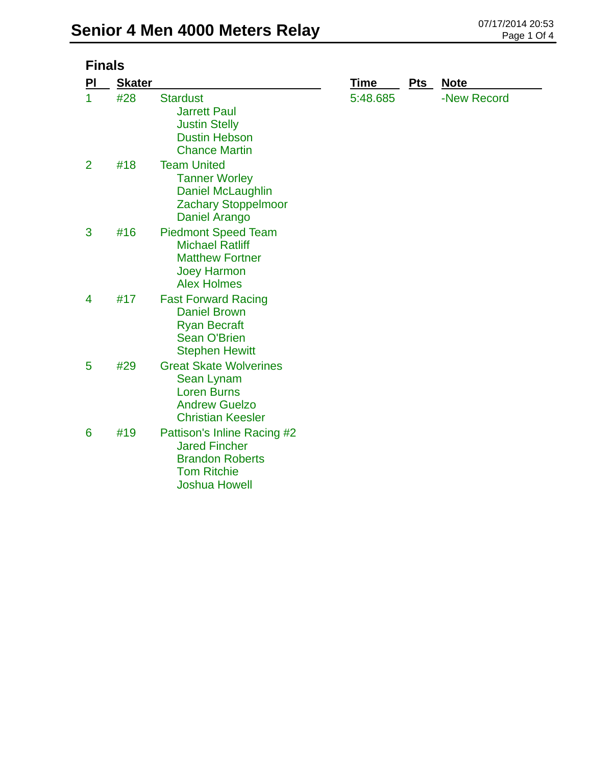# Senior 4 Men 4000 Meters Relay

07/17/2014 20:53

## Finals

| Pl | Skater | | Time | Pts | Note |
|---|---|---|---|---|---|
| 1 | #28 | Stardust<br>Jarrett Paul<br>Justin Stelly<br>Dustin Hebson<br>Chance Martin | 5:48.685 | | -New Record |
| 2 | #18 | Team United<br>Tanner Worley<br>Daniel McLaughlin<br>Zachary Stoppelmoor<br>Daniel Arango | | | |
| 3 | #16 | Piedmont Speed Team<br>Michael Ratliff<br>Matthew Fortner<br>Joey Harmon<br>Alex Holmes | | | |
| 4 | #17 | Fast Forward Racing<br>Daniel Brown<br>Ryan Becraft<br>Sean O'Brien<br>Stephen Hewitt | | | |
| 5 | #29 | Great Skate Wolverines<br>Sean Lynam<br>Loren Burns<br>Andrew Guelzo<br>Christian Keesler | | | |
| 6 | #19 | Pattison's Inline Racing #2<br>Jared Fincher<br>Brandon Roberts<br>Tom Ritchie<br>Joshua Howell | | | |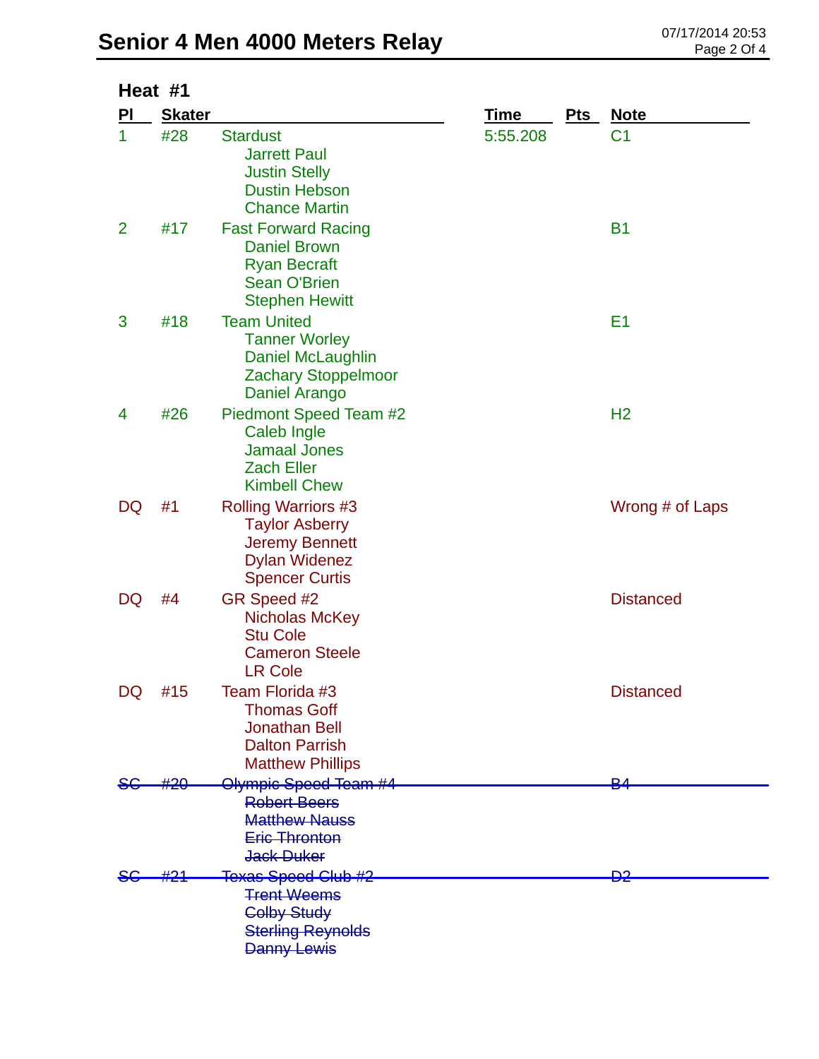# Senior 4 Men 4000 Meters Relay

07/17/2014 20:53

## Heat #1

| Pl | Skater | | Time | Pts | Note |
|---|---|---|---|---|---|
| 1 | #28 | Stardust<br>Jarrett Paul<br>Justin Stelly<br>Dustin Hebson<br>Chance Martin | 5:55.208 | | C1 |
| 2 | #17 | Fast Forward Racing<br>Daniel Brown<br>Ryan Becraft<br>Sean O'Brien<br>Stephen Hewitt | | | B1 |
| 3 | #18 | Team United<br>Tanner Worley<br>Daniel McLaughlin<br>Zachary Stoppelmoor<br>Daniel Arango | | | E1 |
| 4 | #26 | Piedmont Speed Team #2<br>Caleb Ingle<br>Jamaal Jones<br>Zach Eller<br>Kimbell Chew | | | H2 |
| DQ | #1 | Rolling Warriors #3<br>Taylor Asberry<br>Jeremy Bennett<br>Dylan Widenez<br>Spencer Curtis | | | Wrong # of Laps |
| DQ | #4 | GR Speed #2<br>Nicholas McKey<br>Stu Cole<br>Cameron Steele<br>LR Cole | | | Distanced |
| DQ | #15 | Team Florida #3<br>Thomas Goff<br>Jonathan Bell<br>Dalton Parrish<br>Matthew Phillips | | | Distanced |
| ~~SC~~ | ~~#20~~ | ~~Olympic Speed Team #4~~<br>~~Robert Beers~~<br>~~Matthew Nauss~~<br>~~Eric Thronton~~<br>~~Jack Duker~~ | | | ~~B4~~ |
| ~~SC~~ | ~~#21~~ | ~~Texas Speed Club #2~~<br>~~Trent Weems~~<br>~~Colby Study~~<br>~~Sterling Reynolds~~<br>~~Danny Lewis~~ | | | ~~D2~~ |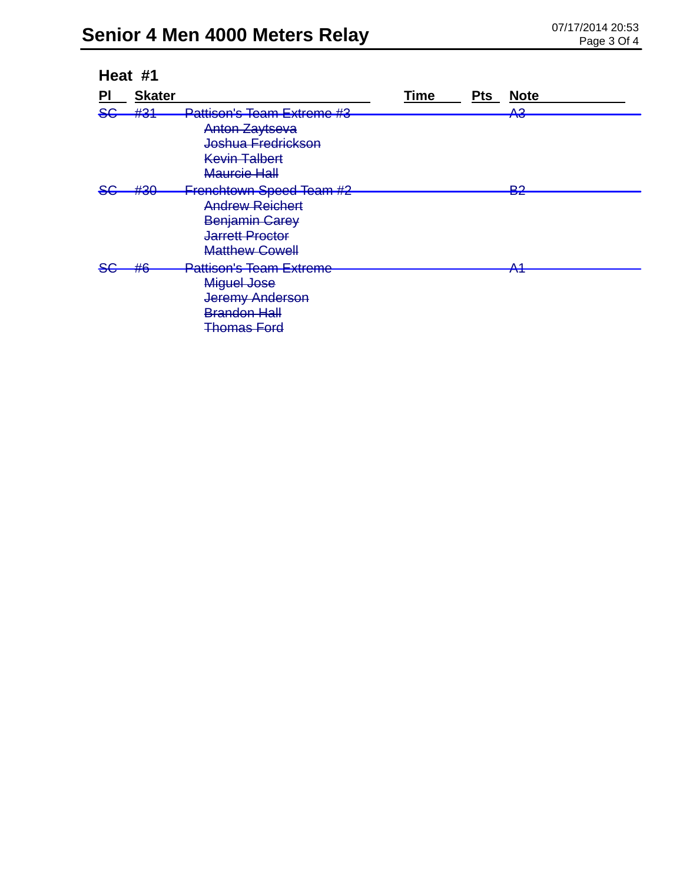# Senior 4 Men 4000 Meters Relay

## Heat #1

| Pl | Skater | | Time | Pts | Note |
|---|---|---|---|---|---|
| ~~SC~~ | ~~#31~~ | ~~Pattison's Team Extreme #3~~ | | | ~~A3~~ |
| | | ~~Anton Zaytseva~~ | | | |
| | | ~~Joshua Fredrickson~~ | | | |
| | | ~~Kevin Talbert~~ | | | |
| | | ~~Maurcie Hall~~ | | | |
| ~~SC~~ | ~~#30~~ | ~~Frenchtown Speed Team #2~~ | | | ~~B2~~ |
| | | ~~Andrew Reichert~~ | | | |
| | | ~~Benjamin Carey~~ | | | |
| | | ~~Jarrett Proctor~~ | | | |
| | | ~~Matthew Cowell~~ | | | |
| ~~SC~~ | ~~#6~~ | ~~Pattison's Team Extreme~~ | | | ~~A1~~ |
| | | ~~Miguel Jose~~ | | | |
| | | ~~Jeremy Anderson~~ | | | |
| | | ~~Brandon Hall~~ | | | |
| | | ~~Thomas Ford~~ | | | |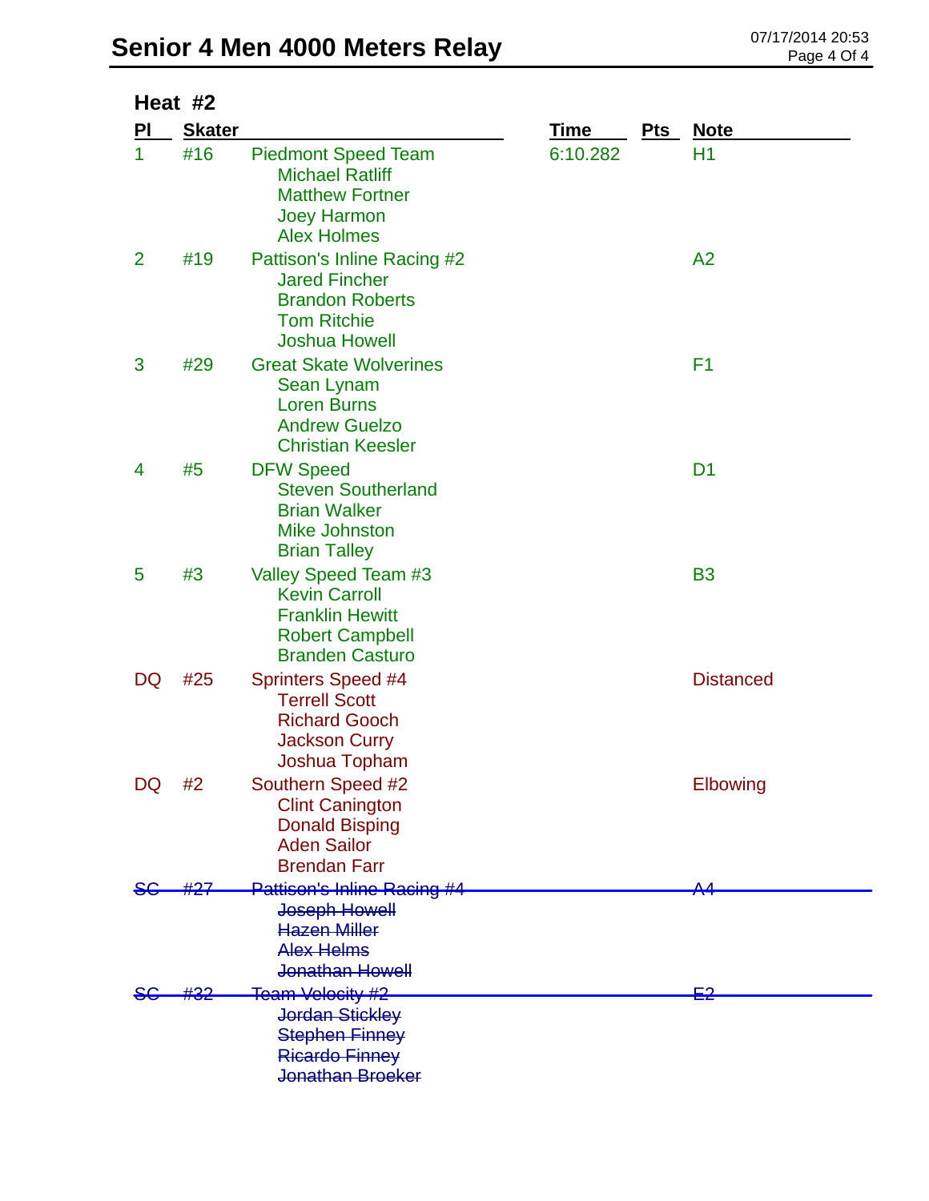# Senior 4 Men 4000 Meters Relay

07/17/2014 20:53

## Heat #2

| Pl | Skater | | Time | Pts | Note |
|---|---|---|---|---|---|
| 1 | #16 | Piedmont Speed Team<br>Michael Ratliff<br>Matthew Fortner<br>Joey Harmon<br>Alex Holmes | 6:10.282 | | H1 |
| 2 | #19 | Pattison's Inline Racing #2<br>Jared Fincher<br>Brandon Roberts<br>Tom Ritchie<br>Joshua Howell | | | A2 |
| 3 | #29 | Great Skate Wolverines<br>Sean Lynam<br>Loren Burns<br>Andrew Guelzo<br>Christian Keesler | | | F1 |
| 4 | #5 | DFW Speed<br>Steven Southerland<br>Brian Walker<br>Mike Johnston<br>Brian Talley | | | D1 |
| 5 | #3 | Valley Speed Team #3<br>Kevin Carroll<br>Franklin Hewitt<br>Robert Campbell<br>Branden Casturo | | | B3 |
| DQ | #25 | Sprinters Speed #4<br>Terrell Scott<br>Richard Gooch<br>Jackson Curry<br>Joshua Topham | | | Distanced |
| DQ | #2 | Southern Speed #2<br>Clint Canington<br>Donald Bisping<br>Aden Sailor<br>Brendan Farr | | | Elbowing |
| ~~SC~~ | ~~#27~~ | ~~Pattison's Inline Racing #4~~<br>~~Joseph Howell~~<br>~~Hazen Miller~~<br>~~Alex Helms~~<br>~~Jonathan Howell~~ | | | ~~A4~~ |
| ~~SC~~ | ~~#32~~ | ~~Team Velocity #2~~<br>~~Jordan Stickley~~<br>~~Stephen Finney~~<br>~~Ricardo Finney~~<br>~~Jonathan Broeker~~ | | | ~~E2~~ |